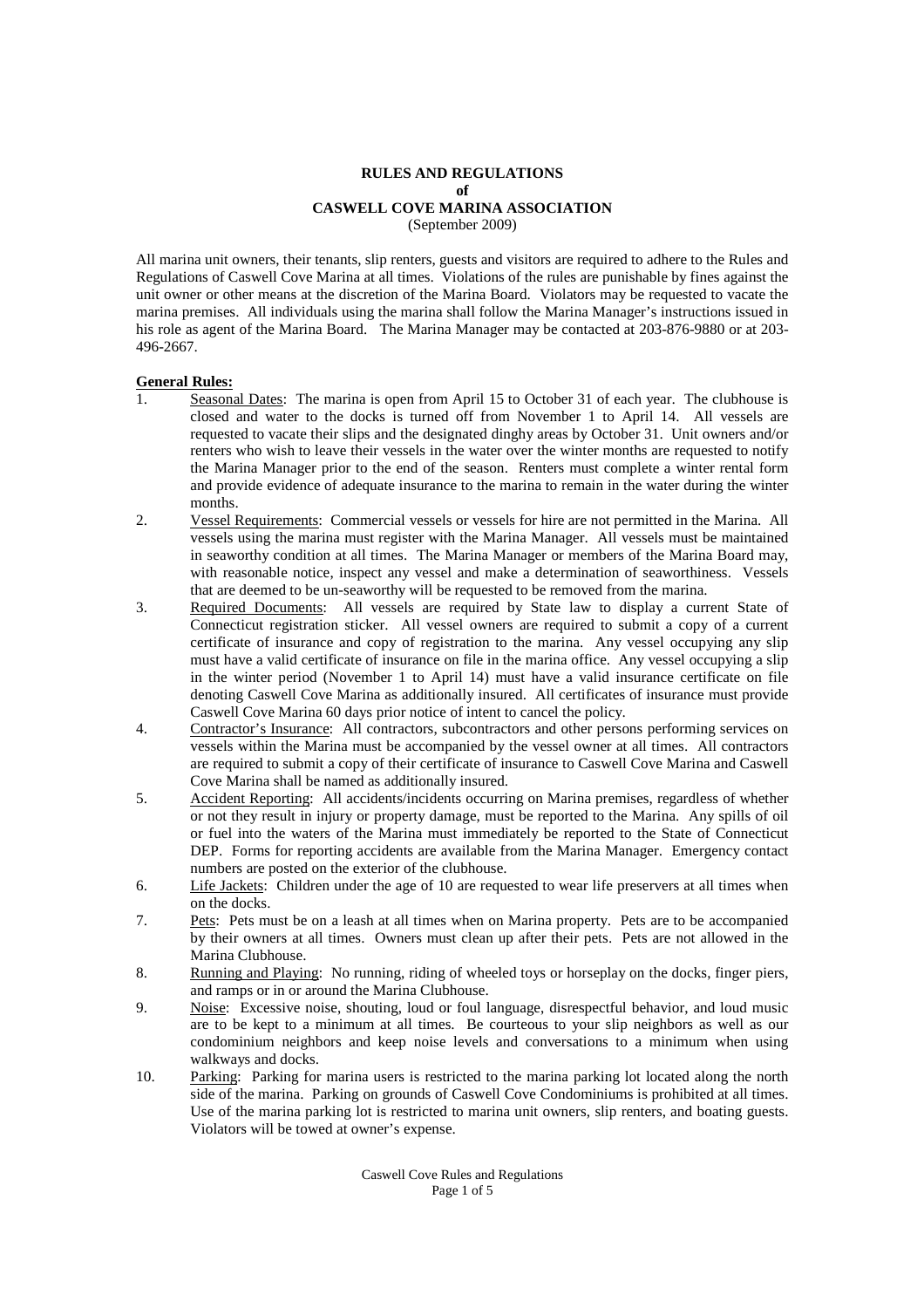**RULES AND REGULATIONS**
**of**
**CASWELL COVE MARINA ASSOCIATION**
(September 2009)

All marina unit owners, their tenants, slip renters, guests and visitors are required to adhere to the Rules and Regulations of Caswell Cove Marina at all times. Violations of the rules are punishable by fines against the unit owner or other means at the discretion of the Marina Board. Violators may be requested to vacate the marina premises. All individuals using the marina shall follow the Marina Manager's instructions issued in his role as agent of the Marina Board. The Marina Manager may be contacted at 203-876-9880 or at 203-496-2667.

**General Rules:**

1. Seasonal Dates: The marina is open from April 15 to October 31 of each year. The clubhouse is closed and water to the docks is turned off from November 1 to April 14. All vessels are requested to vacate their slips and the designated dinghy areas by October 31. Unit owners and/or renters who wish to leave their vessels in the water over the winter months are requested to notify the Marina Manager prior to the end of the season. Renters must complete a winter rental form and provide evidence of adequate insurance to the marina to remain in the water during the winter months.
2. Vessel Requirements: Commercial vessels or vessels for hire are not permitted in the Marina. All vessels using the marina must register with the Marina Manager. All vessels must be maintained in seaworthy condition at all times. The Marina Manager or members of the Marina Board may, with reasonable notice, inspect any vessel and make a determination of seaworthiness. Vessels that are deemed to be un-seaworthy will be requested to be removed from the marina.
3. Required Documents: All vessels are required by State law to display a current State of Connecticut registration sticker. All vessel owners are required to submit a copy of a current certificate of insurance and copy of registration to the marina. Any vessel occupying any slip must have a valid certificate of insurance on file in the marina office. Any vessel occupying a slip in the winter period (November 1 to April 14) must have a valid insurance certificate on file denoting Caswell Cove Marina as additionally insured. All certificates of insurance must provide Caswell Cove Marina 60 days prior notice of intent to cancel the policy.
4. Contractor's Insurance: All contractors, subcontractors and other persons performing services on vessels within the Marina must be accompanied by the vessel owner at all times. All contractors are required to submit a copy of their certificate of insurance to Caswell Cove Marina and Caswell Cove Marina shall be named as additionally insured.
5. Accident Reporting: All accidents/incidents occurring on Marina premises, regardless of whether or not they result in injury or property damage, must be reported to the Marina. Any spills of oil or fuel into the waters of the Marina must immediately be reported to the State of Connecticut DEP. Forms for reporting accidents are available from the Marina Manager. Emergency contact numbers are posted on the exterior of the clubhouse.
6. Life Jackets: Children under the age of 10 are requested to wear life preservers at all times when on the docks.
7. Pets: Pets must be on a leash at all times when on Marina property. Pets are to be accompanied by their owners at all times. Owners must clean up after their pets. Pets are not allowed in the Marina Clubhouse.
8. Running and Playing: No running, riding of wheeled toys or horseplay on the docks, finger piers, and ramps or in or around the Marina Clubhouse.
9. Noise: Excessive noise, shouting, loud or foul language, disrespectful behavior, and loud music are to be kept to a minimum at all times. Be courteous to your slip neighbors as well as our condominium neighbors and keep noise levels and conversations to a minimum when using walkways and docks.
10. Parking: Parking for marina users is restricted to the marina parking lot located along the north side of the marina. Parking on grounds of Caswell Cove Condominiums is prohibited at all times. Use of the marina parking lot is restricted to marina unit owners, slip renters, and boating guests. Violators will be towed at owner's expense.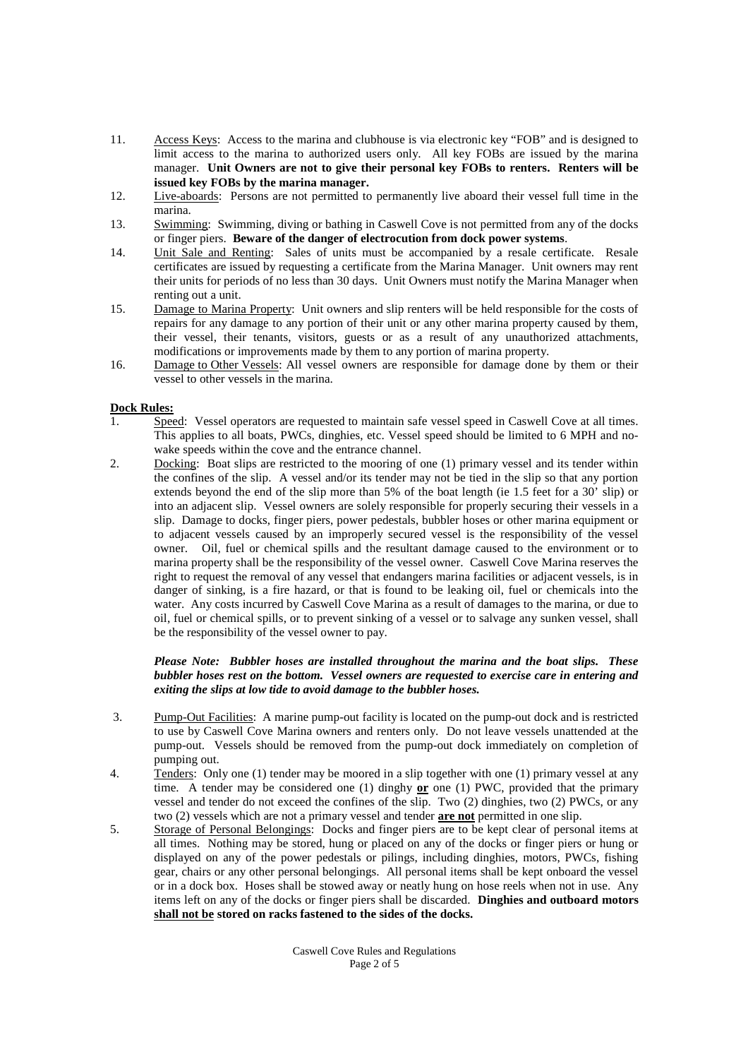11. <u>Access Keys</u>: Access to the marina and clubhouse is via electronic key "FOB" and is designed to limit access to the marina to authorized users only. All key FOBs are issued by the marina manager. **Unit Owners are not to give their personal key FOBs to renters. Renters will be issued key FOBs by the marina manager.**
12. <u>Live-aboards</u>: Persons are not permitted to permanently live aboard their vessel full time in the marina.
13. <u>Swimming</u>: Swimming, diving or bathing in Caswell Cove is not permitted from any of the docks or finger piers. **Beware of the danger of electrocution from dock power systems**.
14. <u>Unit Sale and Renting</u>: Sales of units must be accompanied by a resale certificate. Resale certificates are issued by requesting a certificate from the Marina Manager. Unit owners may rent their units for periods of no less than 30 days. Unit Owners must notify the Marina Manager when renting out a unit.
15. <u>Damage to Marina Property</u>: Unit owners and slip renters will be held responsible for the costs of repairs for any damage to any portion of their unit or any other marina property caused by them, their vessel, their tenants, visitors, guests or as a result of any unauthorized attachments, modifications or improvements made by them to any portion of marina property.
16. <u>Damage to Other Vessels</u>: All vessel owners are responsible for damage done by them or their vessel to other vessels in the marina.

**<u>Dock Rules:</u>**

1. <u>Speed</u>: Vessel operators are requested to maintain safe vessel speed in Caswell Cove at all times. This applies to all boats, PWCs, dinghies, etc. Vessel speed should be limited to 6 MPH and no-wake speeds within the cove and the entrance channel.
2. <u>Docking</u>: Boat slips are restricted to the mooring of one (1) primary vessel and its tender within the confines of the slip. A vessel and/or its tender may not be tied in the slip so that any portion extends beyond the end of the slip more than 5% of the boat length (ie 1.5 feet for a 30' slip) or into an adjacent slip. Vessel owners are solely responsible for properly securing their vessels in a slip. Damage to docks, finger piers, power pedestals, bubbler hoses or other marina equipment or to adjacent vessels caused by an improperly secured vessel is the responsibility of the vessel owner. Oil, fuel or chemical spills and the resultant damage caused to the environment or to marina property shall be the responsibility of the vessel owner. Caswell Cove Marina reserves the right to request the removal of any vessel that endangers marina facilities or adjacent vessels, is in danger of sinking, is a fire hazard, or that is found to be leaking oil, fuel or chemicals into the water. Any costs incurred by Caswell Cove Marina as a result of damages to the marina, or due to oil, fuel or chemical spills, or to prevent sinking of a vessel or to salvage any sunken vessel, shall be the responsibility of the vessel owner to pay.

   ***Please Note: Bubbler hoses are installed throughout the marina and the boat slips. These bubbler hoses rest on the bottom. Vessel owners are requested to exercise care in entering and exiting the slips at low tide to avoid damage to the bubbler hoses.***

3. <u>Pump-Out Facilities</u>: A marine pump-out facility is located on the pump-out dock and is restricted to use by Caswell Cove Marina owners and renters only. Do not leave vessels unattended at the pump-out. Vessels should be removed from the pump-out dock immediately on completion of pumping out.
4. <u>Tenders</u>: Only one (1) tender may be moored in a slip together with one (1) primary vessel at any time. A tender may be considered one (1) dinghy **<u>or</u>** one (1) PWC, provided that the primary vessel and tender do not exceed the confines of the slip. Two (2) dinghies, two (2) PWCs, or any two (2) vessels which are not a primary vessel and tender **<u>are not</u>** permitted in one slip.
5. <u>Storage of Personal Belongings</u>: Docks and finger piers are to be kept clear of personal items at all times. Nothing may be stored, hung or placed on any of the docks or finger piers or hung or displayed on any of the power pedestals or pilings, including dinghies, motors, PWCs, fishing gear, chairs or any other personal belongings. All personal items shall be kept onboard the vessel or in a dock box. Hoses shall be stowed away or neatly hung on hose reels when not in use. Any items left on any of the docks or finger piers shall be discarded. **Dinghies and outboard motors <u>shall not be</u> stored on racks fastened to the sides of the docks.**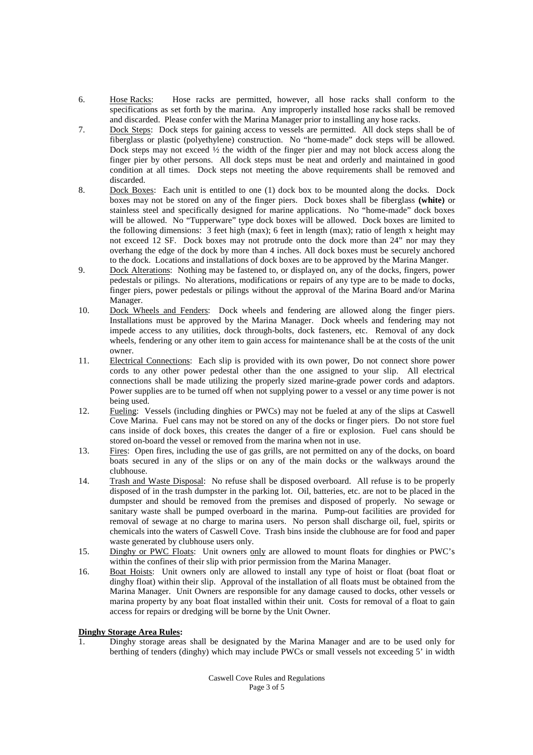6. Hose Racks: Hose racks are permitted, however, all hose racks shall conform to the specifications as set forth by the marina. Any improperly installed hose racks shall be removed and discarded. Please confer with the Marina Manager prior to installing any hose racks.
7. Dock Steps: Dock steps for gaining access to vessels are permitted. All dock steps shall be of fiberglass or plastic (polyethylene) construction. No "home-made" dock steps will be allowed. Dock steps may not exceed ½ the width of the finger pier and may not block access along the finger pier by other persons. All dock steps must be neat and orderly and maintained in good condition at all times. Dock steps not meeting the above requirements shall be removed and discarded.
8. Dock Boxes: Each unit is entitled to one (1) dock box to be mounted along the docks. Dock boxes may not be stored on any of the finger piers. Dock boxes shall be fiberglass **(white)** or stainless steel and specifically designed for marine applications. No "home-made" dock boxes will be allowed. No "Tupperware" type dock boxes will be allowed. Dock boxes are limited to the following dimensions: 3 feet high (max); 6 feet in length (max); ratio of length x height may not exceed 12 SF. Dock boxes may not protrude onto the dock more than 24" nor may they overhang the edge of the dock by more than 4 inches. All dock boxes must be securely anchored to the dock. Locations and installations of dock boxes are to be approved by the Marina Manger.
9. Dock Alterations: Nothing may be fastened to, or displayed on, any of the docks, fingers, power pedestals or pilings. No alterations, modifications or repairs of any type are to be made to docks, finger piers, power pedestals or pilings without the approval of the Marina Board and/or Marina Manager.
10. Dock Wheels and Fenders: Dock wheels and fendering are allowed along the finger piers. Installations must be approved by the Marina Manager. Dock wheels and fendering may not impede access to any utilities, dock through-bolts, dock fasteners, etc. Removal of any dock wheels, fendering or any other item to gain access for maintenance shall be at the costs of the unit owner.
11. Electrical Connections: Each slip is provided with its own power, Do not connect shore power cords to any other power pedestal other than the one assigned to your slip. All electrical connections shall be made utilizing the properly sized marine-grade power cords and adaptors. Power supplies are to be turned off when not supplying power to a vessel or any time power is not being used.
12. Fueling: Vessels (including dinghies or PWCs) may not be fueled at any of the slips at Caswell Cove Marina. Fuel cans may not be stored on any of the docks or finger piers. Do not store fuel cans inside of dock boxes, this creates the danger of a fire or explosion. Fuel cans should be stored on-board the vessel or removed from the marina when not in use.
13. Fires: Open fires, including the use of gas grills, are not permitted on any of the docks, on board boats secured in any of the slips or on any of the main docks or the walkways around the clubhouse.
14. Trash and Waste Disposal: No refuse shall be disposed overboard. All refuse is to be properly disposed of in the trash dumpster in the parking lot. Oil, batteries, etc. are not to be placed in the dumpster and should be removed from the premises and disposed of properly. No sewage or sanitary waste shall be pumped overboard in the marina. Pump-out facilities are provided for removal of sewage at no charge to marina users. No person shall discharge oil, fuel, spirits or chemicals into the waters of Caswell Cove. Trash bins inside the clubhouse are for food and paper waste generated by clubhouse users only.
15. Dinghy or PWC Floats: Unit owners only are allowed to mount floats for dinghies or PWC's within the confines of their slip with prior permission from the Marina Manager.
16. Boat Hoists: Unit owners only are allowed to install any type of hoist or float (boat float or dinghy float) within their slip. Approval of the installation of all floats must be obtained from the Marina Manager. Unit Owners are responsible for any damage caused to docks, other vessels or marina property by any boat float installed within their unit. Costs for removal of a float to gain access for repairs or dredging will be borne by the Unit Owner.

**Dinghy Storage Area Rules:**

1. Dinghy storage areas shall be designated by the Marina Manager and are to be used only for berthing of tenders (dinghy) which may include PWCs or small vessels not exceeding 5' in width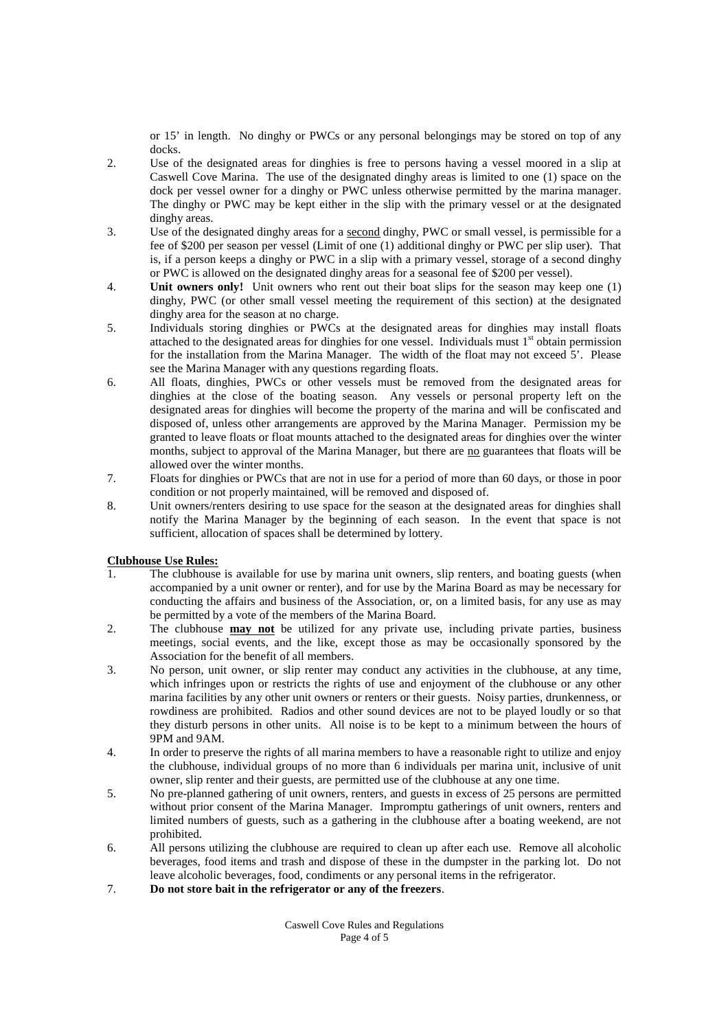or 15' in length. No dinghy or PWCs or any personal belongings may be stored on top of any docks.

2. Use of the designated areas for dinghies is free to persons having a vessel moored in a slip at Caswell Cove Marina. The use of the designated dinghy areas is limited to one (1) space on the dock per vessel owner for a dinghy or PWC unless otherwise permitted by the marina manager. The dinghy or PWC may be kept either in the slip with the primary vessel or at the designated dinghy areas.
3. Use of the designated dinghy areas for a second dinghy, PWC or small vessel, is permissible for a fee of $200 per season per vessel (Limit of one (1) additional dinghy or PWC per slip user). That is, if a person keeps a dinghy or PWC in a slip with a primary vessel, storage of a second dinghy or PWC is allowed on the designated dinghy areas for a seasonal fee of $200 per vessel).
4. **Unit owners only!** Unit owners who rent out their boat slips for the season may keep one (1) dinghy, PWC (or other small vessel meeting the requirement of this section) at the designated dinghy area for the season at no charge.
5. Individuals storing dinghies or PWCs at the designated areas for dinghies may install floats attached to the designated areas for dinghies for one vessel. Individuals must 1st obtain permission for the installation from the Marina Manager. The width of the float may not exceed 5'. Please see the Marina Manager with any questions regarding floats.
6. All floats, dinghies, PWCs or other vessels must be removed from the designated areas for dinghies at the close of the boating season. Any vessels or personal property left on the designated areas for dinghies will become the property of the marina and will be confiscated and disposed of, unless other arrangements are approved by the Marina Manager. Permission my be granted to leave floats or float mounts attached to the designated areas for dinghies over the winter months, subject to approval of the Marina Manager, but there are no guarantees that floats will be allowed over the winter months.
7. Floats for dinghies or PWCs that are not in use for a period of more than 60 days, or those in poor condition or not properly maintained, will be removed and disposed of.
8. Unit owners/renters desiring to use space for the season at the designated areas for dinghies shall notify the Marina Manager by the beginning of each season. In the event that space is not sufficient, allocation of spaces shall be determined by lottery.

**Clubhouse Use Rules:**

1. The clubhouse is available for use by marina unit owners, slip renters, and boating guests (when accompanied by a unit owner or renter), and for use by the Marina Board as may be necessary for conducting the affairs and business of the Association, or, on a limited basis, for any use as may be permitted by a vote of the members of the Marina Board.
2. The clubhouse **may not** be utilized for any private use, including private parties, business meetings, social events, and the like, except those as may be occasionally sponsored by the Association for the benefit of all members.
3. No person, unit owner, or slip renter may conduct any activities in the clubhouse, at any time, which infringes upon or restricts the rights of use and enjoyment of the clubhouse or any other marina facilities by any other unit owners or renters or their guests. Noisy parties, drunkenness, or rowdiness are prohibited. Radios and other sound devices are not to be played loudly or so that they disturb persons in other units. All noise is to be kept to a minimum between the hours of 9PM and 9AM.
4. In order to preserve the rights of all marina members to have a reasonable right to utilize and enjoy the clubhouse, individual groups of no more than 6 individuals per marina unit, inclusive of unit owner, slip renter and their guests, are permitted use of the clubhouse at any one time.
5. No pre-planned gathering of unit owners, renters, and guests in excess of 25 persons are permitted without prior consent of the Marina Manager. Impromptu gatherings of unit owners, renters and limited numbers of guests, such as a gathering in the clubhouse after a boating weekend, are not prohibited.
6. All persons utilizing the clubhouse are required to clean up after each use. Remove all alcoholic beverages, food items and trash and dispose of these in the dumpster in the parking lot. Do not leave alcoholic beverages, food, condiments or any personal items in the refrigerator.
7. **Do not store bait in the refrigerator or any of the freezers**.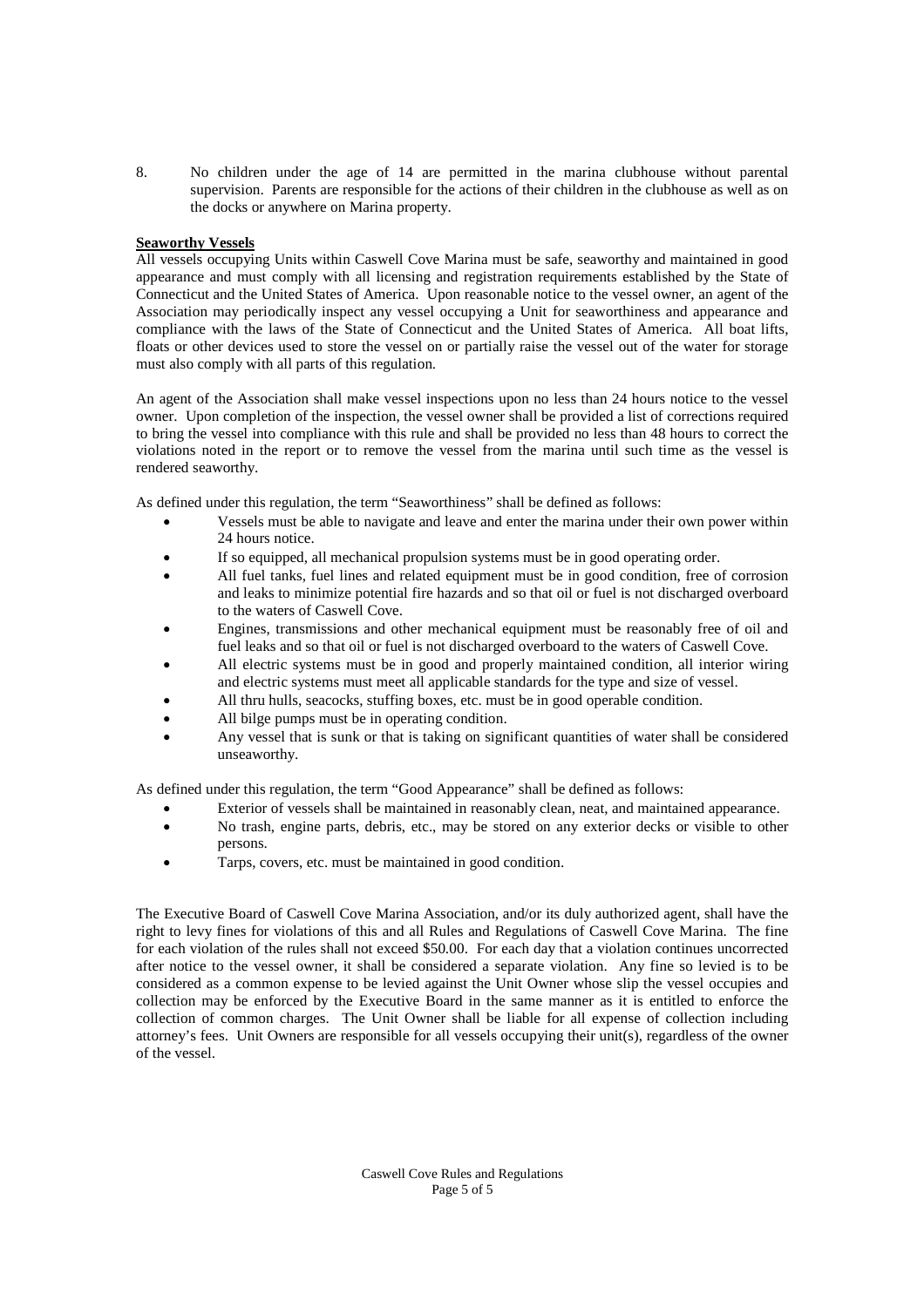8. No children under the age of 14 are permitted in the marina clubhouse without parental supervision. Parents are responsible for the actions of their children in the clubhouse as well as on the docks or anywhere on Marina property.

**Seaworthy Vessels**

All vessels occupying Units within Caswell Cove Marina must be safe, seaworthy and maintained in good appearance and must comply with all licensing and registration requirements established by the State of Connecticut and the United States of America. Upon reasonable notice to the vessel owner, an agent of the Association may periodically inspect any vessel occupying a Unit for seaworthiness and appearance and compliance with the laws of the State of Connecticut and the United States of America. All boat lifts, floats or other devices used to store the vessel on or partially raise the vessel out of the water for storage must also comply with all parts of this regulation.

An agent of the Association shall make vessel inspections upon no less than 24 hours notice to the vessel owner. Upon completion of the inspection, the vessel owner shall be provided a list of corrections required to bring the vessel into compliance with this rule and shall be provided no less than 48 hours to correct the violations noted in the report or to remove the vessel from the marina until such time as the vessel is rendered seaworthy.

As defined under this regulation, the term "Seaworthiness" shall be defined as follows:

- Vessels must be able to navigate and leave and enter the marina under their own power within 24 hours notice.
- If so equipped, all mechanical propulsion systems must be in good operating order.
- All fuel tanks, fuel lines and related equipment must be in good condition, free of corrosion and leaks to minimize potential fire hazards and so that oil or fuel is not discharged overboard to the waters of Caswell Cove.
- Engines, transmissions and other mechanical equipment must be reasonably free of oil and fuel leaks and so that oil or fuel is not discharged overboard to the waters of Caswell Cove.
- All electric systems must be in good and properly maintained condition, all interior wiring and electric systems must meet all applicable standards for the type and size of vessel.
- All thru hulls, seacocks, stuffing boxes, etc. must be in good operable condition.
- All bilge pumps must be in operating condition.
- Any vessel that is sunk or that is taking on significant quantities of water shall be considered unseaworthy.

As defined under this regulation, the term "Good Appearance" shall be defined as follows:

- Exterior of vessels shall be maintained in reasonably clean, neat, and maintained appearance.
- No trash, engine parts, debris, etc., may be stored on any exterior decks or visible to other persons.
- Tarps, covers, etc. must be maintained in good condition.

The Executive Board of Caswell Cove Marina Association, and/or its duly authorized agent, shall have the right to levy fines for violations of this and all Rules and Regulations of Caswell Cove Marina. The fine for each violation of the rules shall not exceed $50.00. For each day that a violation continues uncorrected after notice to the vessel owner, it shall be considered a separate violation. Any fine so levied is to be considered as a common expense to be levied against the Unit Owner whose slip the vessel occupies and collection may be enforced by the Executive Board in the same manner as it is entitled to enforce the collection of common charges. The Unit Owner shall be liable for all expense of collection including attorney's fees. Unit Owners are responsible for all vessels occupying their unit(s), regardless of the owner of the vessel.